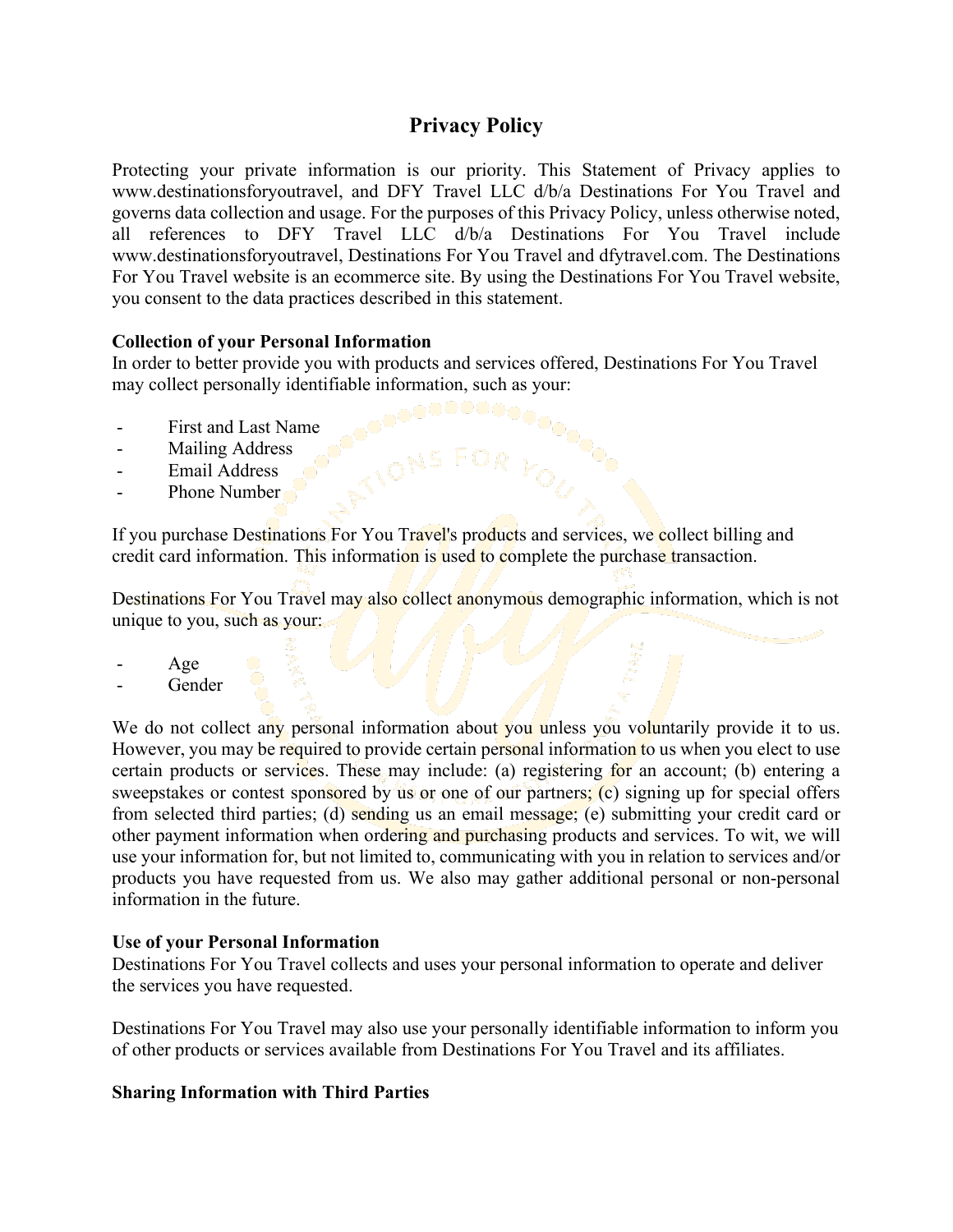# Privacy Policy

Protecting your private information is our priority. This Statement of Privacy applies to www.destinationsforyoutravel, and DFY Travel LLC d/b/a Destinations For You Travel and governs data collection and usage. For the purposes of this Privacy Policy, unless otherwise noted, all references to DFY Travel LLC d/b/a Destinations For You Travel include www.destinationsforyoutravel, Destinations For You Travel and dfytravel.com. The Destinations For You Travel website is an ecommerce site. By using the Destinations For You Travel website, you consent to the data practices described in this statement.

**Collection of your Personal Information**

In order to better provide you with products and services offered, Destinations For You Travel may collect personally identifiable information, such as your:

- First and Last Name
- Mailing Address
- Email Address
- Phone Number

If you purchase Destinations For You Travel's products and services, we collect billing and credit card information. This information is used to complete the purchase transaction.

Destinations For You Travel may also collect anonymous demographic information, which is not unique to you, such as your:

- Age
- Gender

We do not collect any personal information about you unless you voluntarily provide it to us. However, you may be required to provide certain personal information to us when you elect to use certain products or services. These may include: (a) registering for an account; (b) entering a sweepstakes or contest sponsored by us or one of our partners; (c) signing up for special offers from selected third parties; (d) sending us an email message; (e) submitting your credit card or other payment information when ordering and purchasing products and services. To wit, we will use your information for, but not limited to, communicating with you in relation to services and/or products you have requested from us. We also may gather additional personal or non-personal information in the future.

**Use of your Personal Information**

Destinations For You Travel collects and uses your personal information to operate and deliver the services you have requested.

Destinations For You Travel may also use your personally identifiable information to inform you of other products or services available from Destinations For You Travel and its affiliates.

**Sharing Information with Third Parties**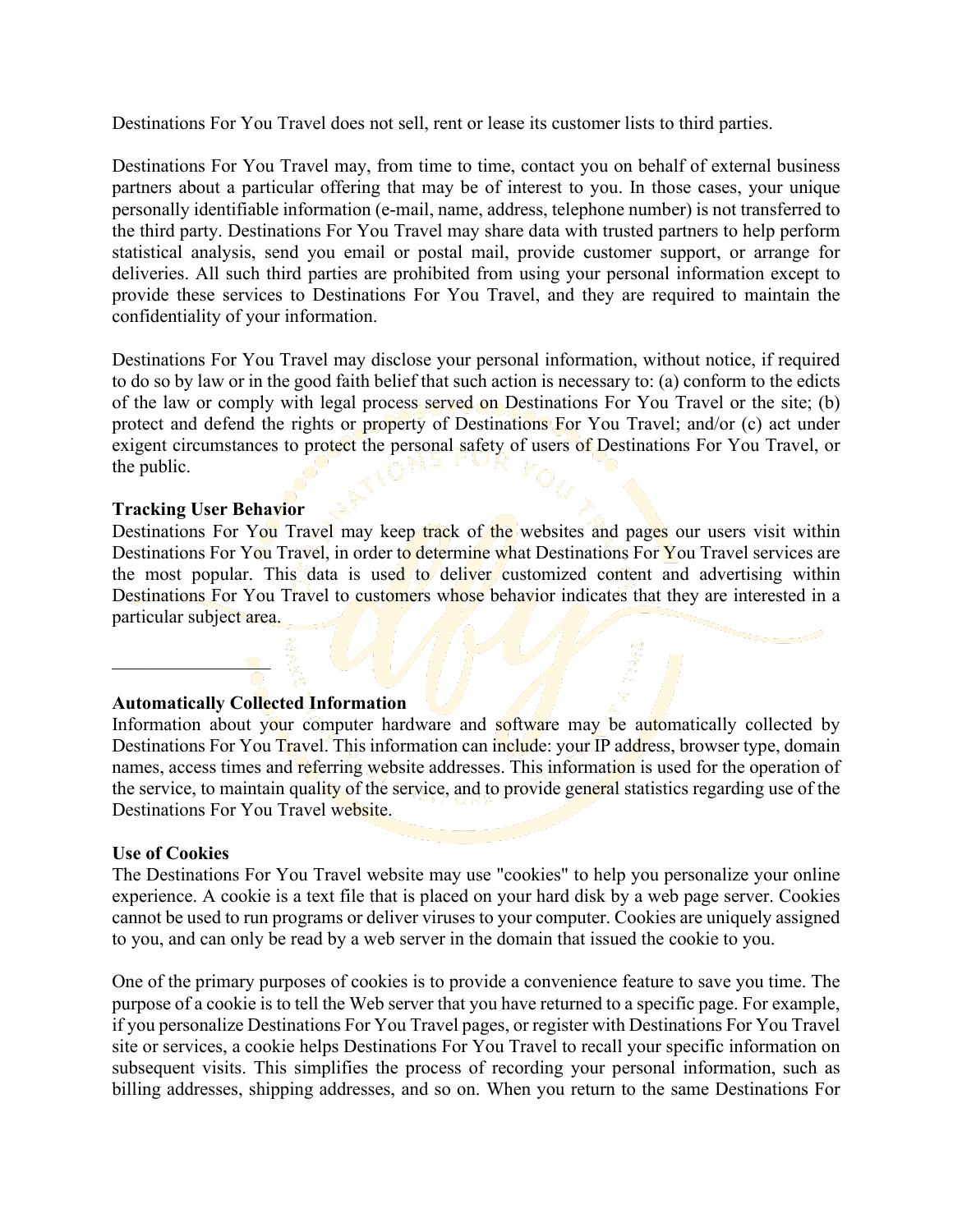Destinations For You Travel does not sell, rent or lease its customer lists to third parties.

Destinations For You Travel may, from time to time, contact you on behalf of external business partners about a particular offering that may be of interest to you. In those cases, your unique personally identifiable information (e-mail, name, address, telephone number) is not transferred to the third party. Destinations For You Travel may share data with trusted partners to help perform statistical analysis, send you email or postal mail, provide customer support, or arrange for deliveries. All such third parties are prohibited from using your personal information except to provide these services to Destinations For You Travel, and they are required to maintain the confidentiality of your information.

Destinations For You Travel may disclose your personal information, without notice, if required to do so by law or in the good faith belief that such action is necessary to: (a) conform to the edicts of the law or comply with legal process served on Destinations For You Travel or the site; (b) protect and defend the rights or property of Destinations For You Travel; and/or (c) act under exigent circumstances to protect the personal safety of users of Destinations For You Travel, or the public.

**Tracking User Behavior**
Destinations For You Travel may keep track of the websites and pages our users visit within Destinations For You Travel, in order to determine what Destinations For You Travel services are the most popular. This data is used to deliver customized content and advertising within Destinations For You Travel to customers whose behavior indicates that they are interested in a particular subject area.

---

**Automatically Collected Information**
Information about your computer hardware and software may be automatically collected by Destinations For You Travel. This information can include: your IP address, browser type, domain names, access times and referring website addresses. This information is used for the operation of the service, to maintain quality of the service, and to provide general statistics regarding use of the Destinations For You Travel website.

**Use of Cookies**
The Destinations For You Travel website may use "cookies" to help you personalize your online experience. A cookie is a text file that is placed on your hard disk by a web page server. Cookies cannot be used to run programs or deliver viruses to your computer. Cookies are uniquely assigned to you, and can only be read by a web server in the domain that issued the cookie to you.

One of the primary purposes of cookies is to provide a convenience feature to save you time. The purpose of a cookie is to tell the Web server that you have returned to a specific page. For example, if you personalize Destinations For You Travel pages, or register with Destinations For You Travel site or services, a cookie helps Destinations For You Travel to recall your specific information on subsequent visits. This simplifies the process of recording your personal information, such as billing addresses, shipping addresses, and so on. When you return to the same Destinations For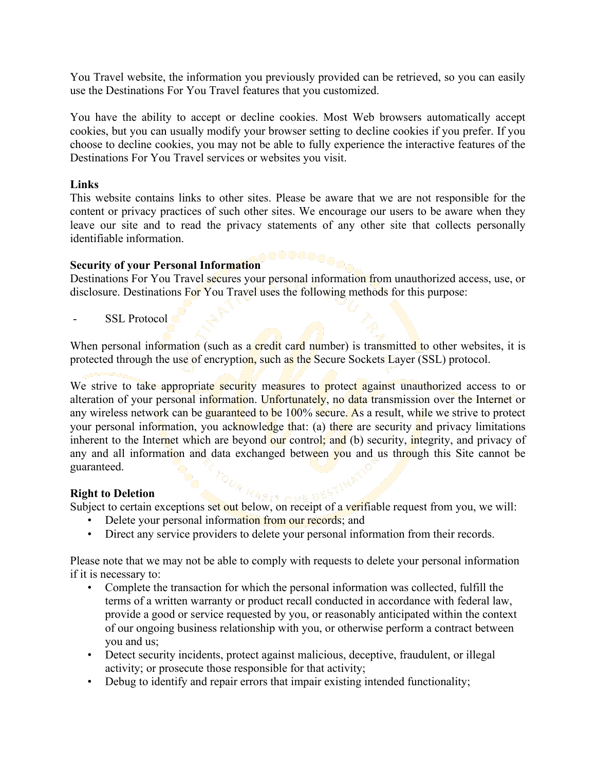You Travel website, the information you previously provided can be retrieved, so you can easily use the Destinations For You Travel features that you customized.

You have the ability to accept or decline cookies. Most Web browsers automatically accept cookies, but you can usually modify your browser setting to decline cookies if you prefer. If you choose to decline cookies, you may not be able to fully experience the interactive features of the Destinations For You Travel services or websites you visit.

**Links**
This website contains links to other sites. Please be aware that we are not responsible for the content or privacy practices of such other sites. We encourage our users to be aware when they leave our site and to read the privacy statements of any other site that collects personally identifiable information.

**Security of your Personal Information**
Destinations For You Travel secures your personal information from unauthorized access, use, or disclosure. Destinations For You Travel uses the following methods for this purpose:

- SSL Protocol

When personal information (such as a credit card number) is transmitted to other websites, it is protected through the use of encryption, such as the Secure Sockets Layer (SSL) protocol.

We strive to take appropriate security measures to protect against unauthorized access to or alteration of your personal information. Unfortunately, no data transmission over the Internet or any wireless network can be guaranteed to be 100% secure. As a result, while we strive to protect your personal information, you acknowledge that: (a) there are security and privacy limitations inherent to the Internet which are beyond our control; and (b) security, integrity, and privacy of any and all information and data exchanged between you and us through this Site cannot be guaranteed.

**Right to Deletion**
Subject to certain exceptions set out below, on receipt of a verifiable request from you, we will:

- Delete your personal information from our records; and
- Direct any service providers to delete your personal information from their records.

Please note that we may not be able to comply with requests to delete your personal information if it is necessary to:

- Complete the transaction for which the personal information was collected, fulfill the terms of a written warranty or product recall conducted in accordance with federal law, provide a good or service requested by you, or reasonably anticipated within the context of our ongoing business relationship with you, or otherwise perform a contract between you and us;
- Detect security incidents, protect against malicious, deceptive, fraudulent, or illegal activity; or prosecute those responsible for that activity;
- Debug to identify and repair errors that impair existing intended functionality;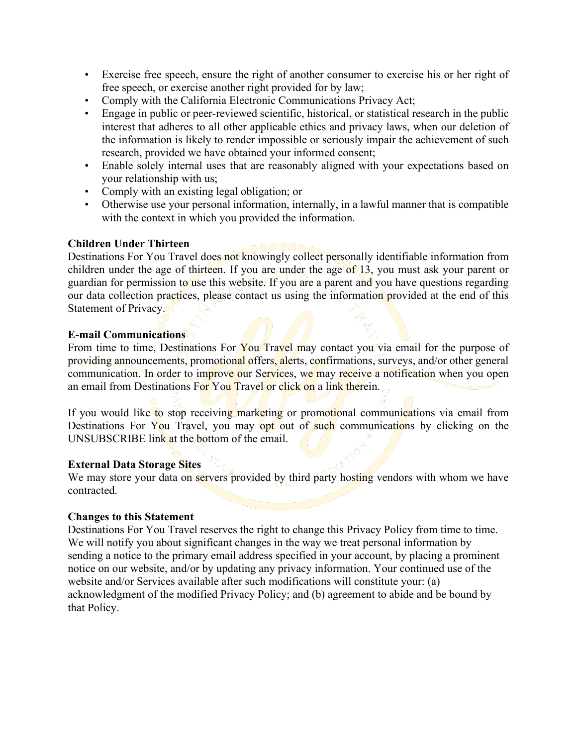- Exercise free speech, ensure the right of another consumer to exercise his or her right of free speech, or exercise another right provided for by law;
- Comply with the California Electronic Communications Privacy Act;
- Engage in public or peer-reviewed scientific, historical, or statistical research in the public interest that adheres to all other applicable ethics and privacy laws, when our deletion of the information is likely to render impossible or seriously impair the achievement of such research, provided we have obtained your informed consent;
- Enable solely internal uses that are reasonably aligned with your expectations based on your relationship with us;
- Comply with an existing legal obligation; or
- Otherwise use your personal information, internally, in a lawful manner that is compatible with the context in which you provided the information.

**Children Under Thirteen**

Destinations For You Travel does not knowingly collect personally identifiable information from children under the age of thirteen. If you are under the age of 13, you must ask your parent or guardian for permission to use this website. If you are a parent and you have questions regarding our data collection practices, please contact us using the information provided at the end of this Statement of Privacy.

**E-mail Communications**

From time to time, Destinations For You Travel may contact you via email for the purpose of providing announcements, promotional offers, alerts, confirmations, surveys, and/or other general communication. In order to improve our Services, we may receive a notification when you open an email from Destinations For You Travel or click on a link therein.

If you would like to stop receiving marketing or promotional communications via email from Destinations For You Travel, you may opt out of such communications by clicking on the UNSUBSCRIBE link at the bottom of the email.

**External Data Storage Sites**

We may store your data on servers provided by third party hosting vendors with whom we have contracted.

**Changes to this Statement**

Destinations For You Travel reserves the right to change this Privacy Policy from time to time. We will notify you about significant changes in the way we treat personal information by sending a notice to the primary email address specified in your account, by placing a prominent notice on our website, and/or by updating any privacy information. Your continued use of the website and/or Services available after such modifications will constitute your: (a) acknowledgment of the modified Privacy Policy; and (b) agreement to abide and be bound by that Policy.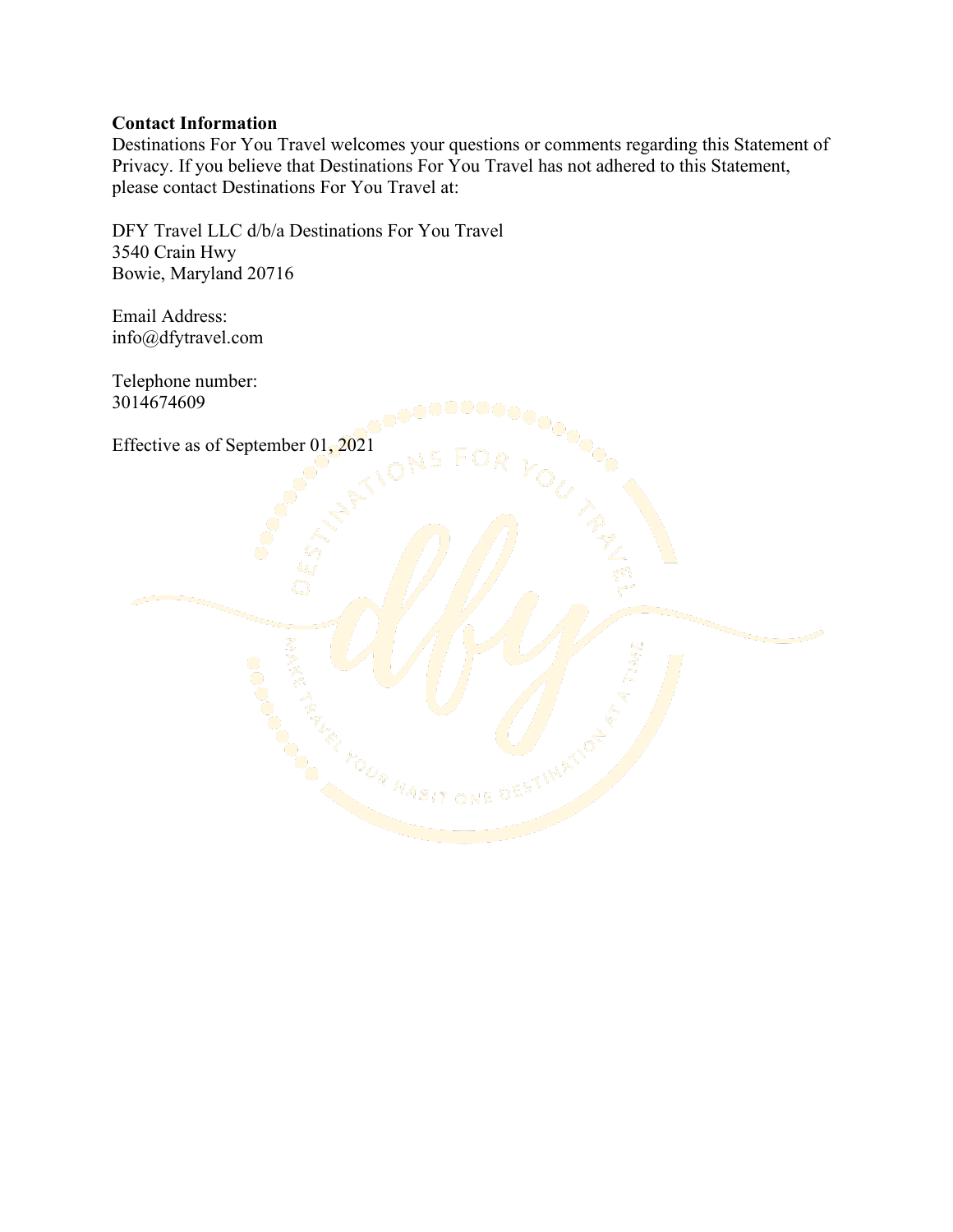**Contact Information**

Destinations For You Travel welcomes your questions or comments regarding this Statement of Privacy. If you believe that Destinations For You Travel has not adhered to this Statement, please contact Destinations For You Travel at:

DFY Travel LLC d/b/a Destinations For You Travel
3540 Crain Hwy
Bowie, Maryland 20716

Email Address:
info@dfytravel.com

Telephone number:
3014674609

Effective as of September 01, 2021